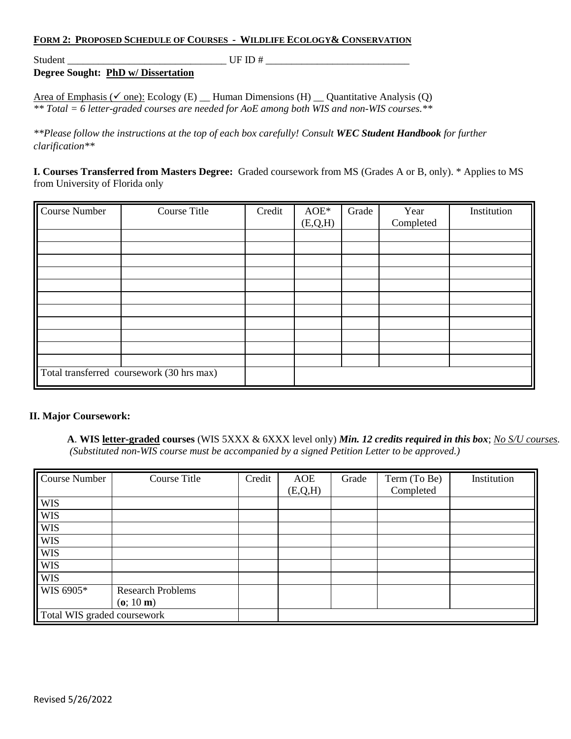**FORM 2: PROPOSED SCHEDULE OF COURSES - WILDLIFE ECOLOGY& CONSERVATION**

Student ________________________________ UF ID # ____________________________

**Degree Sought: PhD w/ Dissertation**

Area of Emphasis (✓ one): Ecology (E) __ Human Dimensions (H) __ Quantitative Analysis (Q)

*** Total = 6 letter-graded courses are needed for AoE among both WIS and non-WIS courses.***

***Please follow the instructions at the top of each box carefully! Consult **WEC Student Handbook** for further clarification***

**I. Courses Transferred from Masters Degree:** Graded coursework from MS (Grades A or B, only). * Applies to MS from University of Florida only

| Course Number | Course Title | Credit | AOE* (E,Q,H) | Grade | Year Completed | Institution |
|---|---|---|---|---|---|---|
| | | | | | | |
| | | | | | | |
| | | | | | | |
| | | | | | | |
| | | | | | | |
| | | | | | | |
| | | | | | | |
| | | | | | | |
| | | | | | | |
| | | | | | | |
| | | | | | | |
| Total transferred coursework (30 hrs max) | | | | | | |

**II. Major Coursework:**

**A**. **WIS letter-graded courses** (WIS 5XXX & 6XXX level only) ***Min. 12 credits required in this box***; *No S/U courses.* *(Substituted non-WIS course must be accompanied by a signed Petition Letter to be approved.)*

| Course Number | Course Title | Credit | AOE (E,Q,H) | Grade | Term (To Be) Completed | Institution |
|---|---|---|---|---|---|---|
| WIS | | | | | | |
| WIS | | | | | | |
| WIS | | | | | | |
| WIS | | | | | | |
| WIS | | | | | | |
| WIS | | | | | | |
| WIS | | | | | | |
| WIS 6905* | Research Problems (**o**; 10 **m**) | | | | | |
| Total WIS graded coursework | | | | | | |

Revised 5/26/2022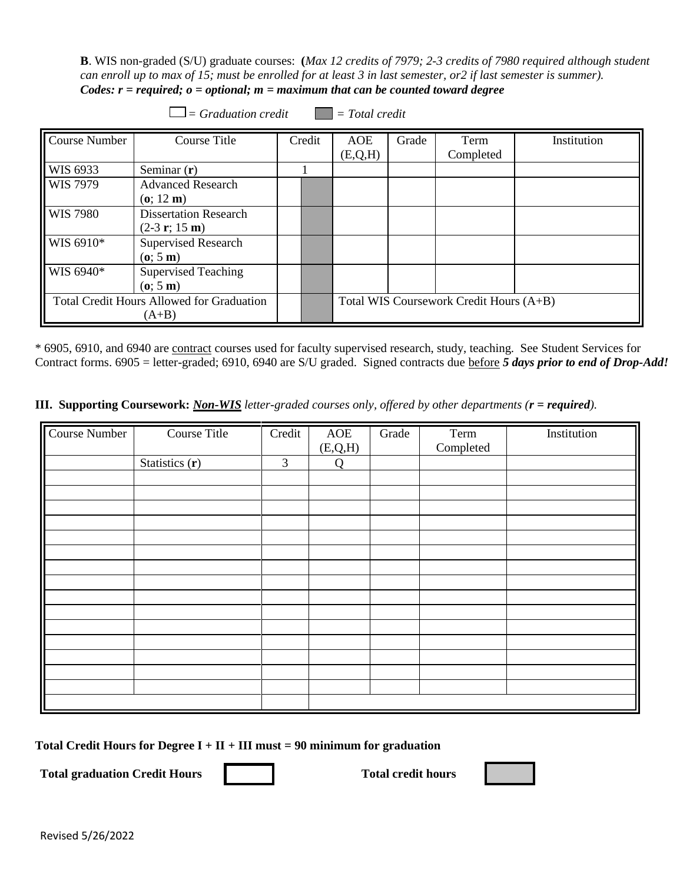**B**. WIS non-graded (S/U) graduate courses: **(***Max 12 credits of 7979; 2-3 credits of 7980 required although student can enroll up to max of 15; must be enrolled for at least 3 in last semester, or2 if last semester is summer).*
***Codes: r = required; o = optional; m = maximum that can be counted toward degree***

☐ = *Graduation credit* ▇ = *Total credit*

| Course Number | Course Title | Credit | | AOE (E,Q,H) | Grade | Term Completed | Institution |
|---|---|---|---|---|---|---|---|
| WIS 6933 | Seminar (**r**) | 1 | | | | | |
| WIS 7979 | Advanced Research (**o**; 12 **m**) | | | | | | |
| WIS 7980 | Dissertation Research (2-3 **r**; 15 **m**) | | | | | | |
| WIS 6910* | Supervised Research (**o**; 5 **m**) | | | | | | |
| WIS 6940* | Supervised Teaching (**o**; 5 **m**) | | | | | | |
| Total Credit Hours Allowed for Graduation (A+B) | | | | Total WIS Coursework Credit Hours (A+B) | | | |

\* 6905, 6910, and 6940 are contract courses used for faculty supervised research, study, teaching. See Student Services for Contract forms. 6905 = letter-graded; 6910, 6940 are S/U graded. Signed contracts due before ***5 days prior to end of Drop-Add!***

**III. Supporting Coursework:** ***Non-WIS*** *letter-graded courses only, offered by other departments (**r = required**).*

| Course Number | Course Title | Credit | AOE (E,Q,H) | Grade | Term Completed | Institution |
|---|---|---|---|---|---|---|
| | Statistics (**r**) | 3 | Q | | | |
| | | | | | | |
| | | | | | | |
| | | | | | | |
| | | | | | | |
| | | | | | | |
| | | | | | | |
| | | | | | | |
| | | | | | | |
| | | | | | | |
| | | | | | | |
| | | | | | | |
| | | | | | | |
| | | | | | | |
| | | | | | | |
| | | | | | | |
| | | | | | | |

**Total Credit Hours for Degree I + II + III must = 90 minimum for graduation**

**Total graduation Credit Hours** ☐ **Total credit hours** ▇

Revised 5/26/2022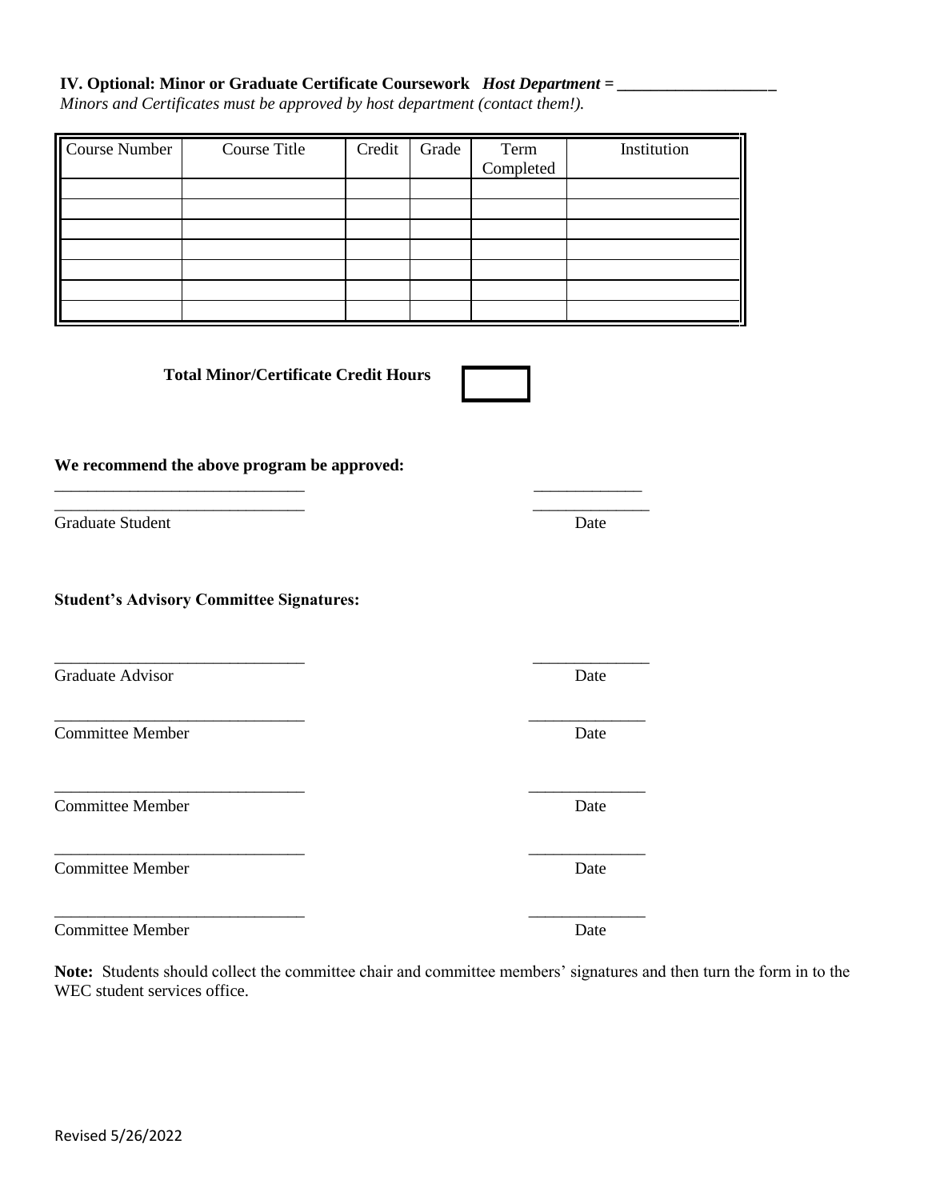**IV. Optional: Minor or Graduate Certificate Coursework** ***Host Department* = ___________________**

*Minors and Certificates must be approved by host department (contact them!).*

| Course Number | Course Title | Credit | Grade | Term Completed | Institution |
|---|---|---|---|---|---|
| | | | | | |
| | | | | | |
| | | | | | |
| | | | | | |
| | | | | | |
| | | | | | |
| | | | | | |

**Total Minor/Certificate Credit Hours** [ ]

**We recommend the above program be approved:**

______________________________ ______________

Graduate Student Date

**Student's Advisory Committee Signatures:**

______________________________ ______________

Graduate Advisor Date

______________________________ ______________

Committee Member Date

______________________________ ______________

Committee Member Date

______________________________ ______________

Committee Member Date

______________________________ ______________

Committee Member Date

**Note:** Students should collect the committee chair and committee members' signatures and then turn the form in to the WEC student services office.

Revised 5/26/2022